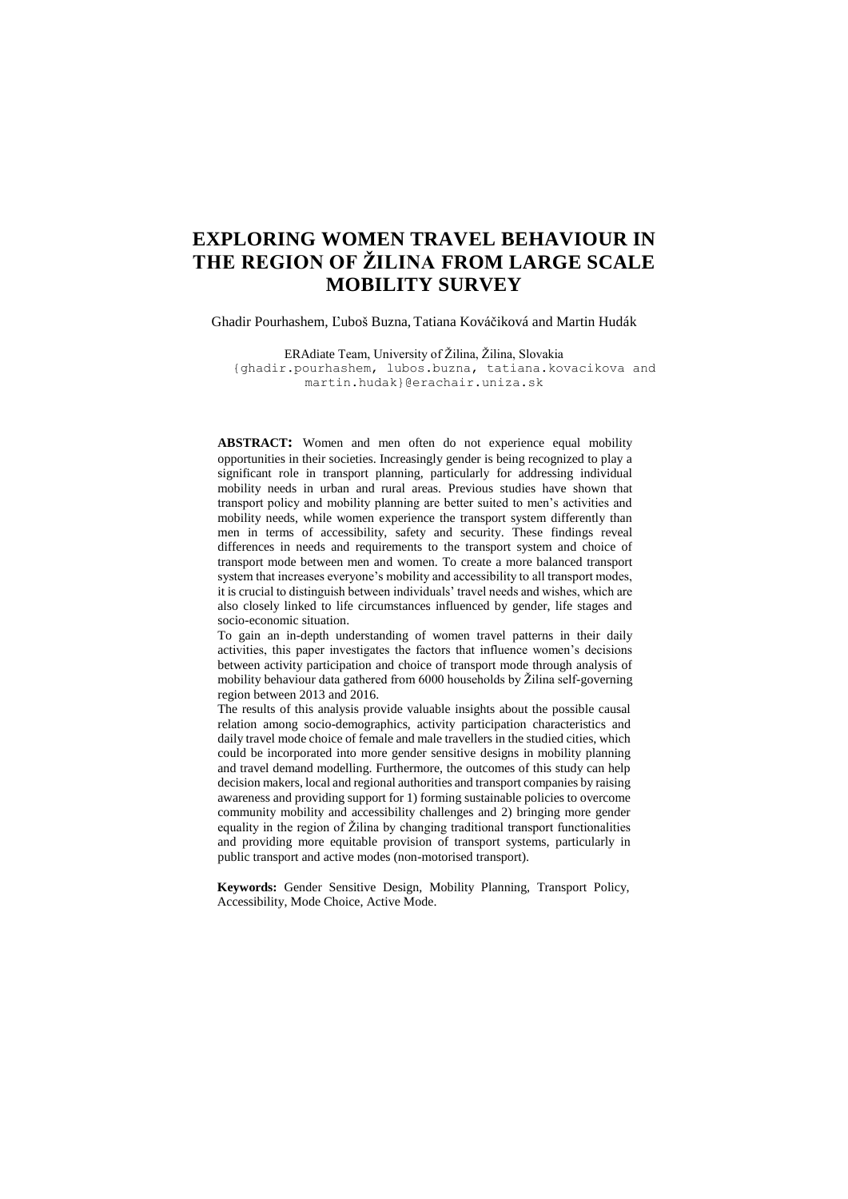# EXPLORING WOMEN TRAVEL BEHAVIOUR IN THE REGION OF ŽILINA FROM LARGE SCALE MOBILITY SURVEY

Ghadir Pourhashem, Ľuboš Buzna, Tatiana Kováčiková and Martin Hudák

ERAdiate Team, University of Žilina, Žilina, Slovakia
{ghadir.pourhashem, lubos.buzna, tatiana.kovacikova and martin.hudak}@erachair.uniza.sk

**ABSTRACT:** Women and men often do not experience equal mobility opportunities in their societies. Increasingly gender is being recognized to play a significant role in transport planning, particularly for addressing individual mobility needs in urban and rural areas. Previous studies have shown that transport policy and mobility planning are better suited to men's activities and mobility needs, while women experience the transport system differently than men in terms of accessibility, safety and security. These findings reveal differences in needs and requirements to the transport system and choice of transport mode between men and women. To create a more balanced transport system that increases everyone's mobility and accessibility to all transport modes, it is crucial to distinguish between individuals' travel needs and wishes, which are also closely linked to life circumstances influenced by gender, life stages and socio-economic situation.

To gain an in-depth understanding of women travel patterns in their daily activities, this paper investigates the factors that influence women's decisions between activity participation and choice of transport mode through analysis of mobility behaviour data gathered from 6000 households by Žilina self-governing region between 2013 and 2016.

The results of this analysis provide valuable insights about the possible causal relation among socio-demographics, activity participation characteristics and daily travel mode choice of female and male travellers in the studied cities, which could be incorporated into more gender sensitive designs in mobility planning and travel demand modelling. Furthermore, the outcomes of this study can help decision makers, local and regional authorities and transport companies by raising awareness and providing support for 1) forming sustainable policies to overcome community mobility and accessibility challenges and 2) bringing more gender equality in the region of Žilina by changing traditional transport functionalities and providing more equitable provision of transport systems, particularly in public transport and active modes (non-motorised transport).

**Keywords:** Gender Sensitive Design, Mobility Planning, Transport Policy, Accessibility, Mode Choice, Active Mode.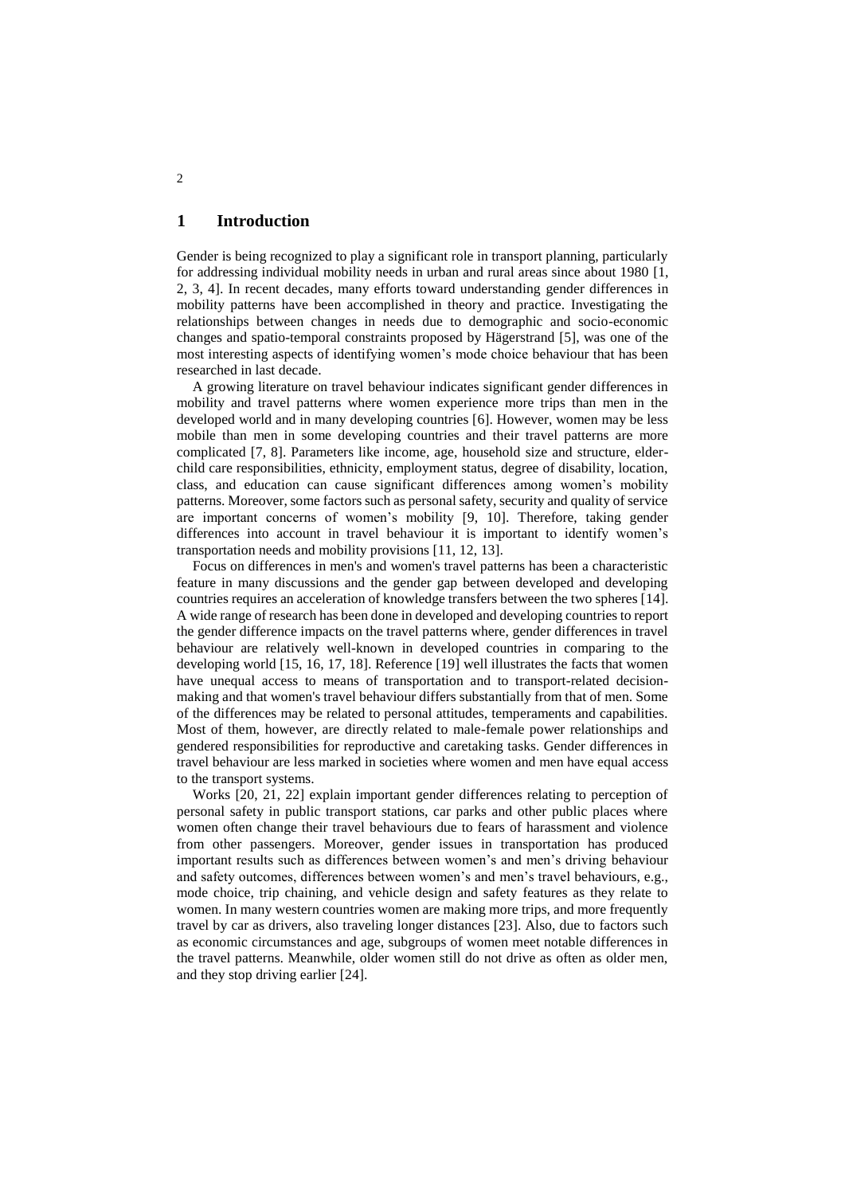## 1 Introduction

Gender is being recognized to play a significant role in transport planning, particularly for addressing individual mobility needs in urban and rural areas since about 1980 [1, 2, 3, 4]. In recent decades, many efforts toward understanding gender differences in mobility patterns have been accomplished in theory and practice. Investigating the relationships between changes in needs due to demographic and socio-economic changes and spatio-temporal constraints proposed by Hägerstrand [5], was one of the most interesting aspects of identifying women's mode choice behaviour that has been researched in last decade.

A growing literature on travel behaviour indicates significant gender differences in mobility and travel patterns where women experience more trips than men in the developed world and in many developing countries [6]. However, women may be less mobile than men in some developing countries and their travel patterns are more complicated [7, 8]. Parameters like income, age, household size and structure, elder-child care responsibilities, ethnicity, employment status, degree of disability, location, class, and education can cause significant differences among women's mobility patterns. Moreover, some factors such as personal safety, security and quality of service are important concerns of women's mobility [9, 10]. Therefore, taking gender differences into account in travel behaviour it is important to identify women's transportation needs and mobility provisions [11, 12, 13].

Focus on differences in men's and women's travel patterns has been a characteristic feature in many discussions and the gender gap between developed and developing countries requires an acceleration of knowledge transfers between the two spheres [14]. A wide range of research has been done in developed and developing countries to report the gender difference impacts on the travel patterns where, gender differences in travel behaviour are relatively well-known in developed countries in comparing to the developing world [15, 16, 17, 18]. Reference [19] well illustrates the facts that women have unequal access to means of transportation and to transport-related decision-making and that women's travel behaviour differs substantially from that of men. Some of the differences may be related to personal attitudes, temperaments and capabilities. Most of them, however, are directly related to male-female power relationships and gendered responsibilities for reproductive and caretaking tasks. Gender differences in travel behaviour are less marked in societies where women and men have equal access to the transport systems.

Works [20, 21, 22] explain important gender differences relating to perception of personal safety in public transport stations, car parks and other public places where women often change their travel behaviours due to fears of harassment and violence from other passengers. Moreover, gender issues in transportation has produced important results such as differences between women's and men's driving behaviour and safety outcomes, differences between women's and men's travel behaviours, e.g., mode choice, trip chaining, and vehicle design and safety features as they relate to women. In many western countries women are making more trips, and more frequently travel by car as drivers, also traveling longer distances [23]. Also, due to factors such as economic circumstances and age, subgroups of women meet notable differences in the travel patterns. Meanwhile, older women still do not drive as often as older men, and they stop driving earlier [24].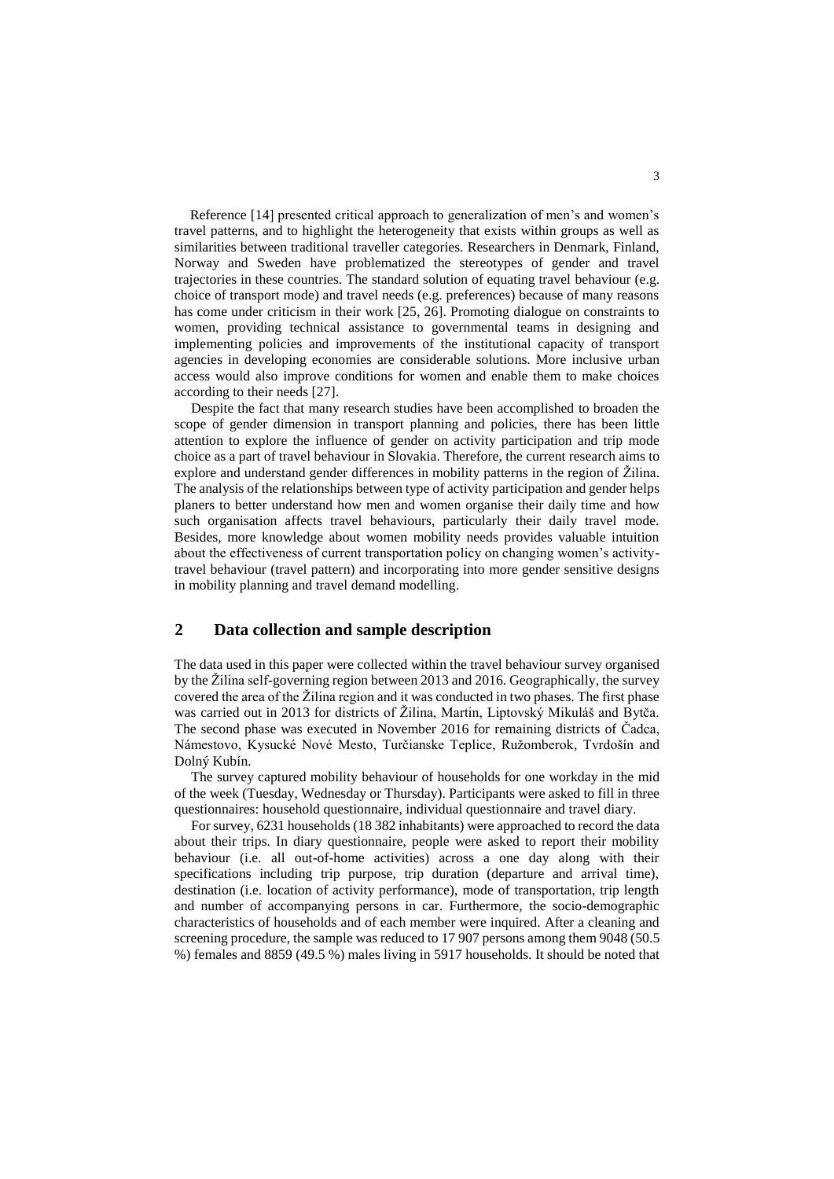Reference [14] presented critical approach to generalization of men's and women's travel patterns, and to highlight the heterogeneity that exists within groups as well as similarities between traditional traveller categories. Researchers in Denmark, Finland, Norway and Sweden have problematized the stereotypes of gender and travel trajectories in these countries. The standard solution of equating travel behaviour (e.g. choice of transport mode) and travel needs (e.g. preferences) because of many reasons has come under criticism in their work [25, 26]. Promoting dialogue on constraints to women, providing technical assistance to governmental teams in designing and implementing policies and improvements of the institutional capacity of transport agencies in developing economies are considerable solutions. More inclusive urban access would also improve conditions for women and enable them to make choices according to their needs [27].

Despite the fact that many research studies have been accomplished to broaden the scope of gender dimension in transport planning and policies, there has been little attention to explore the influence of gender on activity participation and trip mode choice as a part of travel behaviour in Slovakia. Therefore, the current research aims to explore and understand gender differences in mobility patterns in the region of Žilina. The analysis of the relationships between type of activity participation and gender helps planers to better understand how men and women organise their daily time and how such organisation affects travel behaviours, particularly their daily travel mode. Besides, more knowledge about women mobility needs provides valuable intuition about the effectiveness of current transportation policy on changing women's activity-travel behaviour (travel pattern) and incorporating into more gender sensitive designs in mobility planning and travel demand modelling.

## 2 Data collection and sample description

The data used in this paper were collected within the travel behaviour survey organised by the Žilina self-governing region between 2013 and 2016. Geographically, the survey covered the area of the Žilina region and it was conducted in two phases. The first phase was carried out in 2013 for districts of Žilina, Martin, Liptovský Mikuláš and Bytča. The second phase was executed in November 2016 for remaining districts of Čadca, Námestovo, Kysucké Nové Mesto, Turčianske Teplice, Ružomberok, Tvrdošín and Dolný Kubín.

The survey captured mobility behaviour of households for one workday in the mid of the week (Tuesday, Wednesday or Thursday). Participants were asked to fill in three questionnaires: household questionnaire, individual questionnaire and travel diary.

For survey, 6231 households (18 382 inhabitants) were approached to record the data about their trips. In diary questionnaire, people were asked to report their mobility behaviour (i.e. all out-of-home activities) across a one day along with their specifications including trip purpose, trip duration (departure and arrival time), destination (i.e. location of activity performance), mode of transportation, trip length and number of accompanying persons in car. Furthermore, the socio-demographic characteristics of households and of each member were inquired. After a cleaning and screening procedure, the sample was reduced to 17 907 persons among them 9048 (50.5 %) females and 8859 (49.5 %) males living in 5917 households. It should be noted that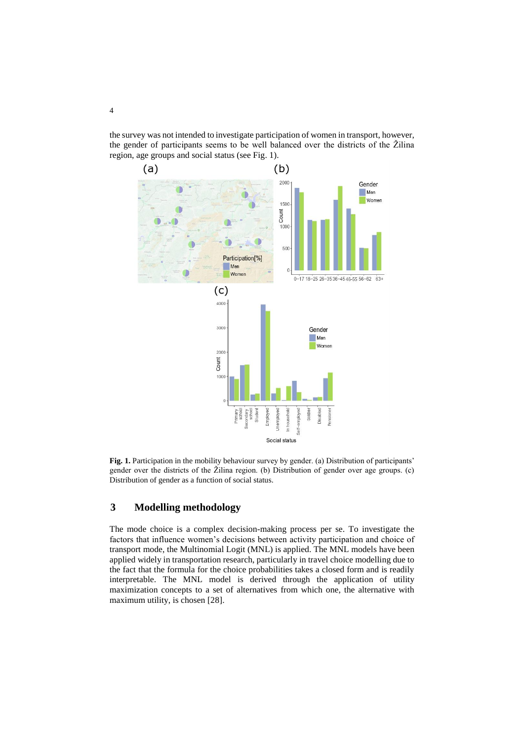the survey was not intended to investigate participation of women in transport, however, the gender of participants seems to be well balanced over the districts of the Žilina region, age groups and social status (see Fig. 1).

**Fig. 1.** Participation in the mobility behaviour survey by gender. (a) Distribution of participants' gender over the districts of the Žilina region. (b) Distribution of gender over age groups. (c) Distribution of gender as a function of social status.

## 3 Modelling methodology

The mode choice is a complex decision-making process per se. To investigate the factors that influence women's decisions between activity participation and choice of transport mode, the Multinomial Logit (MNL) is applied. The MNL models have been applied widely in transportation research, particularly in travel choice modelling due to the fact that the formula for the choice probabilities takes a closed form and is readily interpretable. The MNL model is derived through the application of utility maximization concepts to a set of alternatives from which one, the alternative with maximum utility, is chosen [28].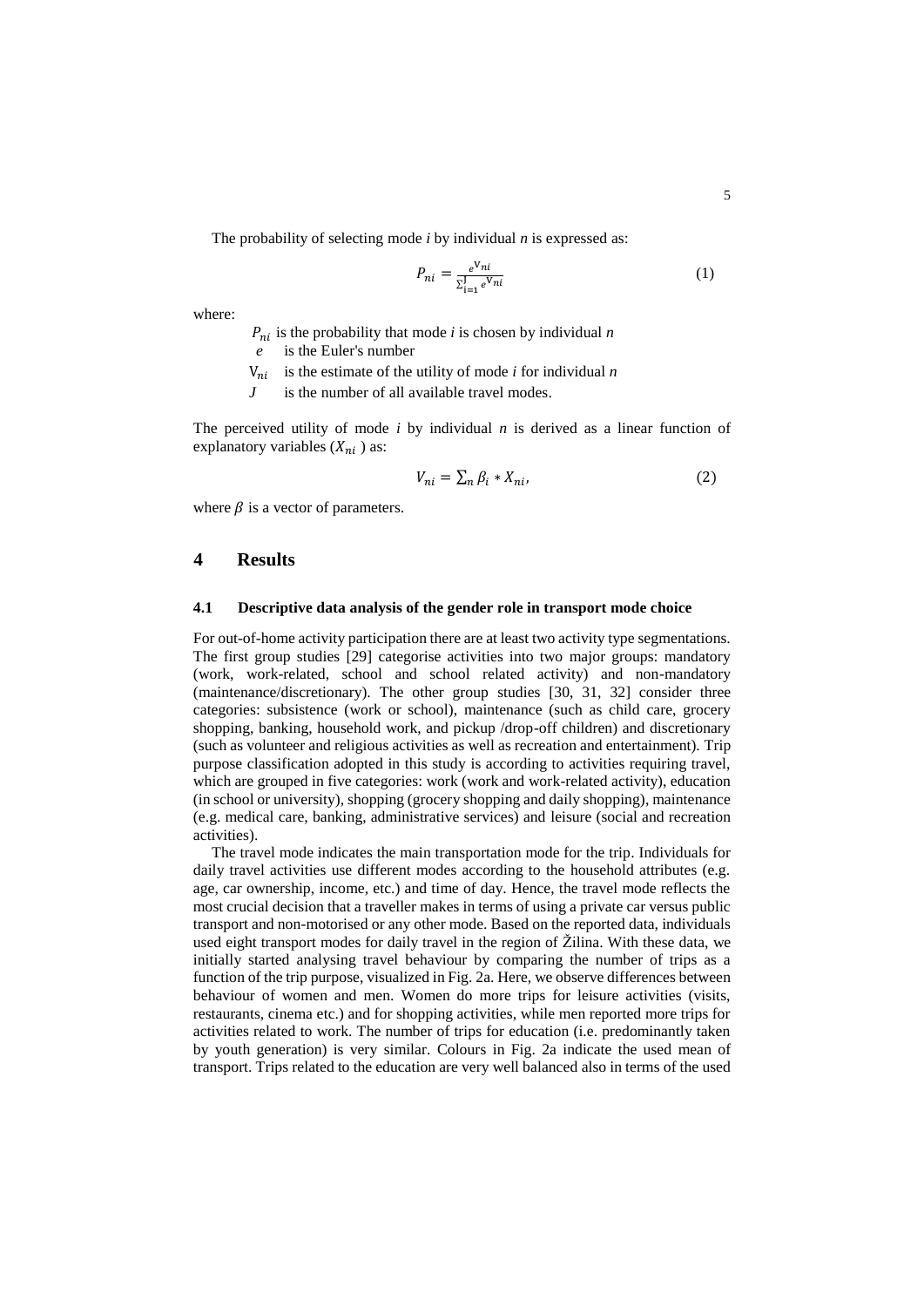The probability of selecting mode *i* by individual *n* is expressed as:

$$P_{ni} = \frac{e^{V_{ni}}}{\sum_{i=1}^{J} e^{V_{ni}}} \tag{1}$$

where:

- $P_{ni}$ is the probability that mode *i* is chosen by individual *n*
- $e$ is the Euler's number
- $V_{ni}$ is the estimate of the utility of mode *i* for individual *n*
- $J$ is the number of all available travel modes.

The perceived utility of mode *i* by individual *n* is derived as a linear function of explanatory variables ($X_{ni}$ ) as:

$$V_{ni} = \sum_{n} \beta_i * X_{ni}, \tag{2}$$

where $\beta$ is a vector of parameters.

## 4 Results

### 4.1 Descriptive data analysis of the gender role in transport mode choice

For out-of-home activity participation there are at least two activity type segmentations. The first group studies [29] categorise activities into two major groups: mandatory (work, work-related, school and school related activity) and non-mandatory (maintenance/discretionary). The other group studies [30, 31, 32] consider three categories: subsistence (work or school), maintenance (such as child care, grocery shopping, banking, household work, and pickup /drop-off children) and discretionary (such as volunteer and religious activities as well as recreation and entertainment). Trip purpose classification adopted in this study is according to activities requiring travel, which are grouped in five categories: work (work and work-related activity), education (in school or university), shopping (grocery shopping and daily shopping), maintenance (e.g. medical care, banking, administrative services) and leisure (social and recreation activities).

The travel mode indicates the main transportation mode for the trip. Individuals for daily travel activities use different modes according to the household attributes (e.g. age, car ownership, income, etc.) and time of day. Hence, the travel mode reflects the most crucial decision that a traveller makes in terms of using a private car versus public transport and non-motorised or any other mode. Based on the reported data, individuals used eight transport modes for daily travel in the region of Žilina. With these data, we initially started analysing travel behaviour by comparing the number of trips as a function of the trip purpose, visualized in Fig. 2a. Here, we observe differences between behaviour of women and men. Women do more trips for leisure activities (visits, restaurants, cinema etc.) and for shopping activities, while men reported more trips for activities related to work. The number of trips for education (i.e. predominantly taken by youth generation) is very similar. Colours in Fig. 2a indicate the used mean of transport. Trips related to the education are very well balanced also in terms of the used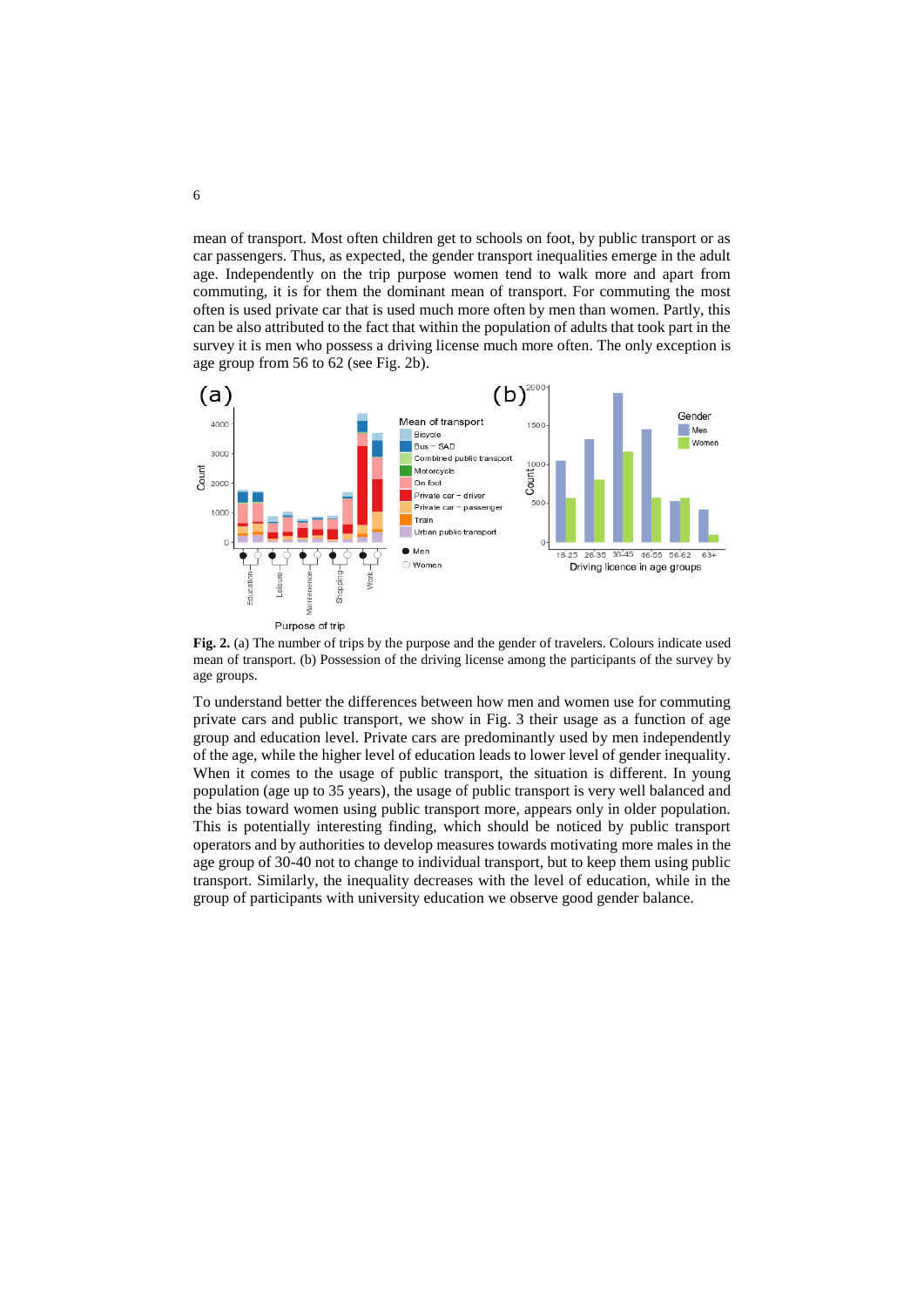mean of transport. Most often children get to schools on foot, by public transport or as car passengers. Thus, as expected, the gender transport inequalities emerge in the adult age. Independently on the trip purpose women tend to walk more and apart from commuting, it is for them the dominant mean of transport. For commuting the most often is used private car that is used much more often by men than women. Partly, this can be also attributed to the fact that within the population of adults that took part in the survey it is men who possess a driving license much more often. The only exception is age group from 56 to 62 (see Fig. 2b).

(a)

Count
4000
3000
2000
1000
0

Education
Leisure
Maintenence
Shopping
Work

Purpose of trip

Mean of transport
Bicycle
Bus – SAD
Combined public transport
Motorcycle
On foot
Private car – driver
Private car – passenger
Train
Urban public transport

● Men
○ Women

(b)

Count
2000
1500
1000
500
0

18-25
26-35
36-45
46-55
56-62
63+

Driving licence in age groups

Gender
Men
Women

**Fig. 2.** (a) The number of trips by the purpose and the gender of travelers. Colours indicate used mean of transport. (b) Possession of the driving license among the participants of the survey by age groups.

To understand better the differences between how men and women use for commuting private cars and public transport, we show in Fig. 3 their usage as a function of age group and education level. Private cars are predominantly used by men independently of the age, while the higher level of education leads to lower level of gender inequality. When it comes to the usage of public transport, the situation is different. In young population (age up to 35 years), the usage of public transport is very well balanced and the bias toward women using public transport more, appears only in older population. This is potentially interesting finding, which should be noticed by public transport operators and by authorities to develop measures towards motivating more males in the age group of 30-40 not to change to individual transport, but to keep them using public transport. Similarly, the inequality decreases with the level of education, while in the group of participants with university education we observe good gender balance.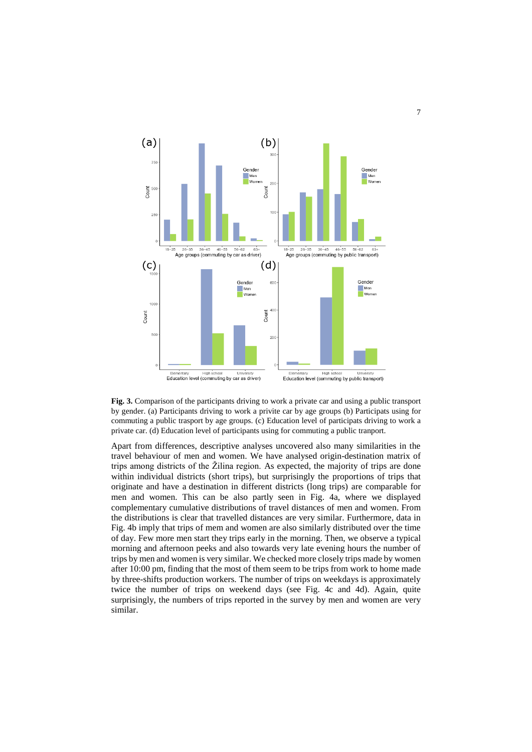**Fig. 3.** Comparison of the participants driving to work a private car and using a public transport by gender. (a) Participants driving to work a privite car by age groups (b) Participats using for commuting a public trasport by age groups. (c) Education level of participats driving to work a private car. (d) Education level of participants using for commuting a public tranport.

Apart from differences, descriptive analyses uncovered also many similarities in the travel behaviour of men and women. We have analysed origin-destination matrix of trips among districts of the Žilina region. As expected, the majority of trips are done within individual districts (short trips), but surprisingly the proportions of trips that originate and have a destination in different districts (long trips) are comparable for men and women. This can be also partly seen in Fig. 4a, where we displayed complementary cumulative distributions of travel distances of men and women. From the distributions is clear that travelled distances are very similar. Furthermore, data in Fig. 4b imply that trips of mem and women are also similarly distributed over the time of day. Few more men start they trips early in the morning. Then, we observe a typical morning and afternoon peeks and also towards very late evening hours the number of trips by men and women is very similar. We checked more closely trips made by women after 10:00 pm, finding that the most of them seem to be trips from work to home made by three-shifts production workers. The number of trips on weekdays is approximately twice the number of trips on weekend days (see Fig. 4c and 4d). Again, quite surprisingly, the numbers of trips reported in the survey by men and women are very similar.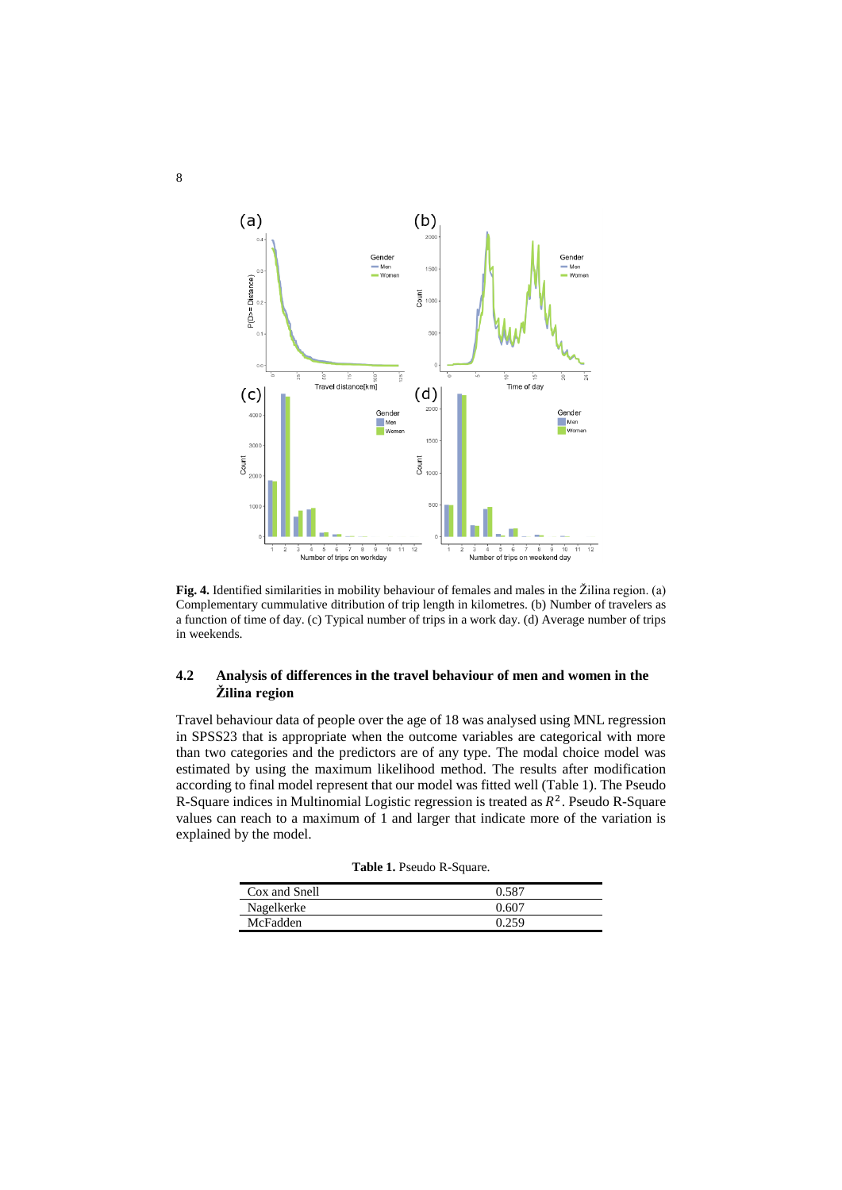**Fig. 4.** Identified similarities in mobility behaviour of females and males in the Žilina region. (a) Complementary cummulative ditribution of trip length in kilometres. (b) Number of travelers as a function of time of day. (c) Typical number of trips in a work day. (d) Average number of trips in weekends.

### 4.2 Analysis of differences in the travel behaviour of men and women in the Žilina region

Travel behaviour data of people over the age of 18 was analysed using MNL regression in SPSS23 that is appropriate when the outcome variables are categorical with more than two categories and the predictors are of any type. The modal choice model was estimated by using the maximum likelihood method. The results after modification according to final model represent that our model was fitted well (Table 1). The Pseudo R-Square indices in Multinomial Logistic regression is treated as $R^2$. Pseudo R-Square values can reach to a maximum of 1 and larger that indicate more of the variation is explained by the model.

**Table 1.** Pseudo R-Square.

| | |
|---|---|
| Cox and Snell | 0.587 |
| Nagelkerke | 0.607 |
| McFadden | 0.259 |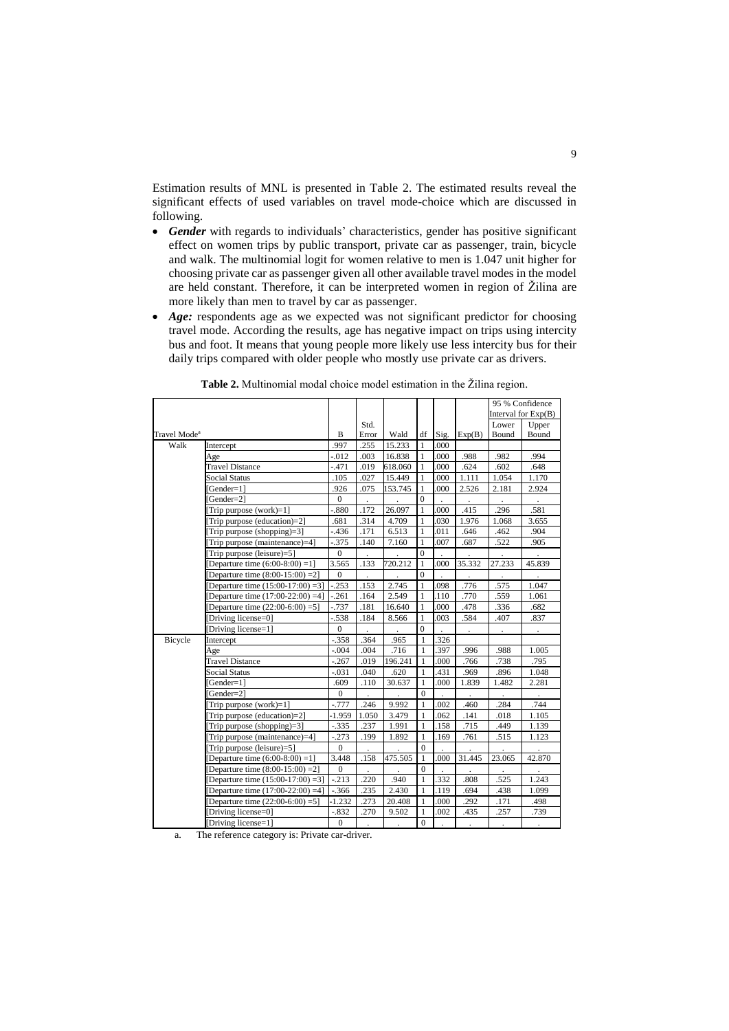Estimation results of MNL is presented in Table 2. The estimated results reveal the significant effects of used variables on travel mode-choice which are discussed in following.

- ***Gender*** with regards to individuals' characteristics, gender has positive significant effect on women trips by public transport, private car as passenger, train, bicycle and walk. The multinomial logit for women relative to men is 1.047 unit higher for choosing private car as passenger given all other available travel modes in the model are held constant. Therefore, it can be interpreted women in region of Žilina are more likely than men to travel by car as passenger.
- ***Age:*** respondents age as we expected was not significant predictor for choosing travel mode. According the results, age has negative impact on trips using intercity bus and foot. It means that young people more likely use less intercity bus for their daily trips compared with older people who mostly use private car as drivers.

**Table 2.** Multinomial modal choice model estimation in the Žilina region.

| Travel Mode[a] | | B | Std. Error | Wald | df | Sig. | Exp(B) | 95 % Confidence Interval for Exp(B) Lower Bound | Upper Bound |
|---|---|---|---|---|---|---|---|---|---|
| Walk | Intercept | .997 | .255 | 15.233 | 1 | .000 | | | |
| | Age | -.012 | .003 | 16.838 | 1 | .000 | .988 | .982 | .994 |
| | Travel Distance | -.471 | .019 | 618.060 | 1 | .000 | .624 | .602 | .648 |
| | Social Status | .105 | .027 | 15.449 | 1 | .000 | 1.111 | 1.054 | 1.170 |
| | [Gender=1] | .926 | .075 | 153.745 | 1 | .000 | 2.526 | 2.181 | 2.924 |
| | [Gender=2] | 0 | . | . | 0 | . | . | . | . |
| | [Trip purpose (work)=1] | -.880 | .172 | 26.097 | 1 | .000 | .415 | .296 | .581 |
| | [Trip purpose (education)=2] | .681 | .314 | 4.709 | 1 | .030 | 1.976 | 1.068 | 3.655 |
| | [Trip purpose (shopping)=3] | -.436 | .171 | 6.513 | 1 | .011 | .646 | .462 | .904 |
| | [Trip purpose (maintenance)=4] | -.375 | .140 | 7.160 | 1 | .007 | .687 | .522 | .905 |
| | [Trip purpose (leisure)=5] | 0 | . | . | 0 | . | . | . | . |
| | [Departure time (6:00-8:00) =1] | 3.565 | .133 | 720.212 | 1 | .000 | 35.332 | 27.233 | 45.839 |
| | [Departure time (8:00-15:00) =2] | 0 | . | . | 0 | . | . | . | . |
| | [Departure time (15:00-17:00) =3] | -.253 | .153 | 2.745 | 1 | .098 | .776 | .575 | 1.047 |
| | [Departure time (17:00-22:00) =4] | -.261 | .164 | 2.549 | 1 | .110 | .770 | .559 | 1.061 |
| | [Departure time (22:00-6:00) =5] | -.737 | .181 | 16.640 | 1 | .000 | .478 | .336 | .682 |
| | [Driving license=0] | -.538 | .184 | 8.566 | 1 | .003 | .584 | .407 | .837 |
| | [Driving license=1] | 0 | . | . | 0 | . | . | . | . |
| Bicycle | Intercept | -.358 | .364 | .965 | 1 | .326 | | | |
| | Age | -.004 | .004 | .716 | 1 | .397 | .996 | .988 | 1.005 |
| | Travel Distance | -.267 | .019 | 196.241 | 1 | .000 | .766 | .738 | .795 |
| | Social Status | -.031 | .040 | .620 | 1 | .431 | .969 | .896 | 1.048 |
| | [Gender=1] | .609 | .110 | 30.637 | 1 | .000 | 1.839 | 1.482 | 2.281 |
| | [Gender=2] | 0 | . | . | 0 | . | . | . | . |
| | [Trip purpose (work)=1] | -.777 | .246 | 9.992 | 1 | .002 | .460 | .284 | .744 |
| | [Trip purpose (education)=2] | -1.959 | 1.050 | 3.479 | 1 | .062 | .141 | .018 | 1.105 |
| | [Trip purpose (shopping)=3] | -.335 | .237 | 1.991 | 1 | .158 | .715 | .449 | 1.139 |
| | [Trip purpose (maintenance)=4] | -.273 | .199 | 1.892 | 1 | .169 | .761 | .515 | 1.123 |
| | [Trip purpose (leisure)=5] | 0 | . | . | 0 | . | . | . | . |
| | [Departure time (6:00-8:00) =1] | 3.448 | .158 | 475.505 | 1 | .000 | 31.445 | 23.065 | 42.870 |
| | [Departure time (8:00-15:00) =2] | 0 | . | . | 0 | . | . | . | . |
| | [Departure time (15:00-17:00) =3] | -.213 | .220 | .940 | 1 | .332 | .808 | .525 | 1.243 |
| | [Departure time (17:00-22:00) =4] | -.366 | .235 | 2.430 | 1 | .119 | .694 | .438 | 1.099 |
| | [Departure time (22:00-6:00) =5] | -1.232 | .273 | 20.408 | 1 | .000 | .292 | .171 | .498 |
| | [Driving license=0] | -.832 | .270 | 9.502 | 1 | .002 | .435 | .257 | .739 |
| | [Driving license=1] | 0 | . | . | 0 | . | . | . | . |

a. The reference category is: Private car-driver.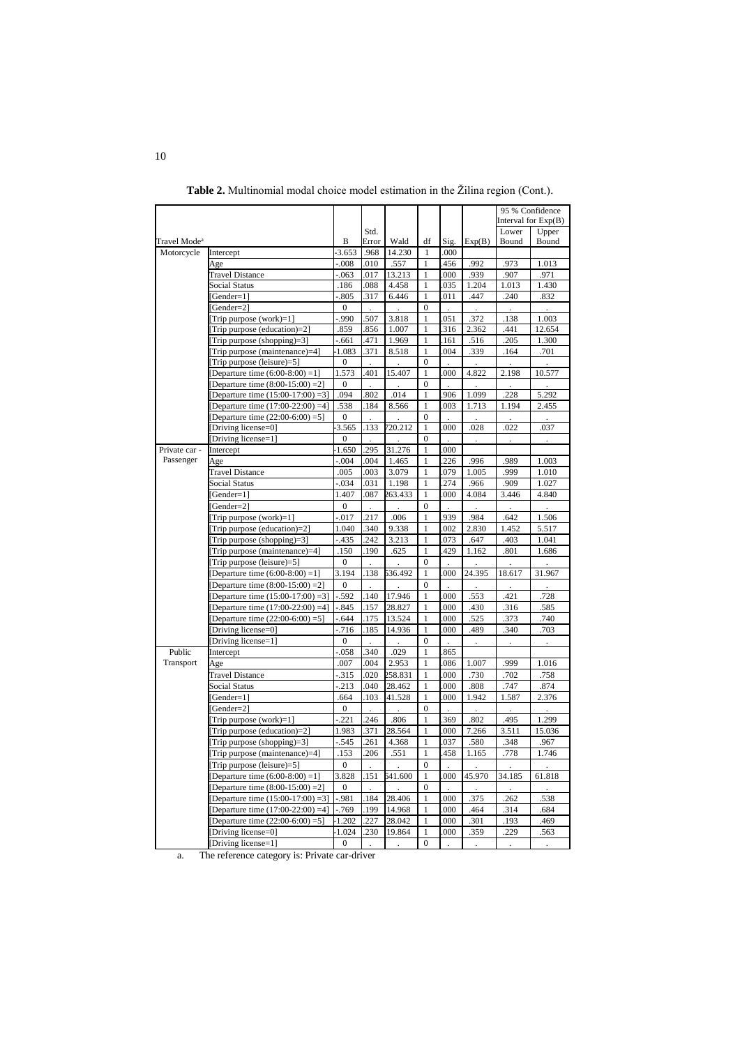**Table 2.** Multinomial modal choice model estimation in the Žilina region (Cont.).

| Travel Mode[a] | | B | Std. Error | Wald | df | Sig. | Exp(B) | 95 % Confidence Interval for Exp(B) | |
|---|---|---|---|---|---|---|---|---|---|
| | | | | | | | | Lower Bound | Upper Bound |
| Motorcycle | Intercept | -3.653 | .968 | 14.230 | 1 | .000 | | | |
| | Age | -.008 | .010 | .557 | 1 | .456 | .992 | .973 | 1.013 |
| | Travel Distance | -.063 | .017 | 13.213 | 1 | .000 | .939 | .907 | .971 |
| | Social Status | .186 | .088 | 4.458 | 1 | .035 | 1.204 | 1.013 | 1.430 |
| | [Gender=1] | -.805 | .317 | 6.446 | 1 | .011 | .447 | .240 | .832 |
| | [Gender=2] | 0 | . | . | 0 | . | . | . | . |
| | [Trip purpose (work)=1] | -.990 | .507 | 3.818 | 1 | .051 | .372 | .138 | 1.003 |
| | [Trip purpose (education)=2] | .859 | .856 | 1.007 | 1 | .316 | 2.362 | .441 | 12.654 |
| | [Trip purpose (shopping)=3] | -.661 | .471 | 1.969 | 1 | .161 | .516 | .205 | 1.300 |
| | [Trip purpose (maintenance)=4] | -1.083 | .371 | 8.518 | 1 | .004 | .339 | .164 | .701 |
| | [Trip purpose (leisure)=5] | 0 | . | . | 0 | . | . | . | . |
| | [Departure time (6:00-8:00) =1] | 1.573 | .401 | 15.407 | 1 | .000 | 4.822 | 2.198 | 10.577 |
| | [Departure time (8:00-15:00) =2] | 0 | . | . | 0 | . | . | . | . |
| | [Departure time (15:00-17:00) =3] | .094 | .802 | .014 | 1 | .906 | 1.099 | .228 | 5.292 |
| | [Departure time (17:00-22:00) =4] | .538 | .184 | 8.566 | 1 | .003 | 1.713 | 1.194 | 2.455 |
| | [Departure time (22:00-6:00) =5] | 0 | . | . | 0 | . | . | . | . |
| | [Driving license=0] | -3.565 | .133 | 720.212 | 1 | .000 | .028 | .022 | .037 |
| | [Driving license=1] | 0 | . | . | 0 | . | . | . | . |
| Private car - Passenger | Intercept | -1.650 | .295 | 31.276 | 1 | .000 | | | |
| | Age | -.004 | .004 | 1.465 | 1 | .226 | .996 | .989 | 1.003 |
| | Travel Distance | .005 | .003 | 3.079 | 1 | .079 | 1.005 | .999 | 1.010 |
| | Social Status | -.034 | .031 | 1.198 | 1 | .274 | .966 | .909 | 1.027 |
| | [Gender=1] | 1.407 | .087 | 263.433 | 1 | .000 | 4.084 | 3.446 | 4.840 |
| | [Gender=2] | 0 | . | . | 0 | . | . | . | . |
| | [Trip purpose (work)=1] | -.017 | .217 | .006 | 1 | .939 | .984 | .642 | 1.506 |
| | [Trip purpose (education)=2] | 1.040 | .340 | 9.338 | 1 | .002 | 2.830 | 1.452 | 5.517 |
| | [Trip purpose (shopping)=3] | -.435 | .242 | 3.213 | 1 | .073 | .647 | .403 | 1.041 |
| | [Trip purpose (maintenance)=4] | .150 | .190 | .625 | 1 | .429 | 1.162 | .801 | 1.686 |
| | [Trip purpose (leisure)=5] | 0 | . | . | 0 | . | . | . | . |
| | [Departure time (6:00-8:00) =1] | 3.194 | .138 | 536.492 | 1 | .000 | 24.395 | 18.617 | 31.967 |
| | [Departure time (8:00-15:00) =2] | 0 | . | . | 0 | . | . | . | . |
| | [Departure time (15:00-17:00) =3] | -.592 | .140 | 17.946 | 1 | .000 | .553 | .421 | .728 |
| | [Departure time (17:00-22:00) =4] | -.845 | .157 | 28.827 | 1 | .000 | .430 | .316 | .585 |
| | [Departure time (22:00-6:00) =5] | -.644 | .175 | 13.524 | 1 | .000 | .525 | .373 | .740 |
| | [Driving license=0] | -.716 | .185 | 14.936 | 1 | .000 | .489 | .340 | .703 |
| | [Driving license=1] | 0 | . | . | 0 | . | . | . | . |
| Public Transport | Intercept | -.058 | .340 | .029 | 1 | .865 | | | |
| | Age | .007 | .004 | 2.953 | 1 | .086 | 1.007 | .999 | 1.016 |
| | Travel Distance | -.315 | .020 | 258.831 | 1 | .000 | .730 | .702 | .758 |
| | Social Status | -.213 | .040 | 28.462 | 1 | .000 | .808 | .747 | .874 |
| | [Gender=1] | .664 | .103 | 41.528 | 1 | .000 | 1.942 | 1.587 | 2.376 |
| | [Gender=2] | 0 | . | . | 0 | . | . | . | . |
| | [Trip purpose (work)=1] | -.221 | .246 | .806 | 1 | .369 | .802 | .495 | 1.299 |
| | [Trip purpose (education)=2] | 1.983 | .371 | 28.564 | 1 | .000 | 7.266 | 3.511 | 15.036 |
| | [Trip purpose (shopping)=3] | -.545 | .261 | 4.368 | 1 | .037 | .580 | .348 | .967 |
| | [Trip purpose (maintenance)=4] | .153 | .206 | .551 | 1 | .458 | 1.165 | .778 | 1.746 |
| | [Trip purpose (leisure)=5] | 0 | . | . | 0 | . | . | . | . |
| | [Departure time (6:00-8:00) =1] | 3.828 | .151 | 641.600 | 1 | .000 | 45.970 | 34.185 | 61.818 |
| | [Departure time (8:00-15:00) =2] | 0 | . | . | 0 | . | . | . | . |
| | [Departure time (15:00-17:00) =3] | -.981 | .184 | 28.406 | 1 | .000 | .375 | .262 | .538 |
| | [Departure time (17:00-22:00) =4] | -.769 | .199 | 14.968 | 1 | .000 | .464 | .314 | .684 |
| | [Departure time (22:00-6:00) =5] | -1.202 | .227 | 28.042 | 1 | .000 | .301 | .193 | .469 |
| | [Driving license=0] | -1.024 | .230 | 19.864 | 1 | .000 | .359 | .229 | .563 |
| | [Driving license=1] | 0 | . | . | 0 | . | . | . | . |

a. The reference category is: Private car-driver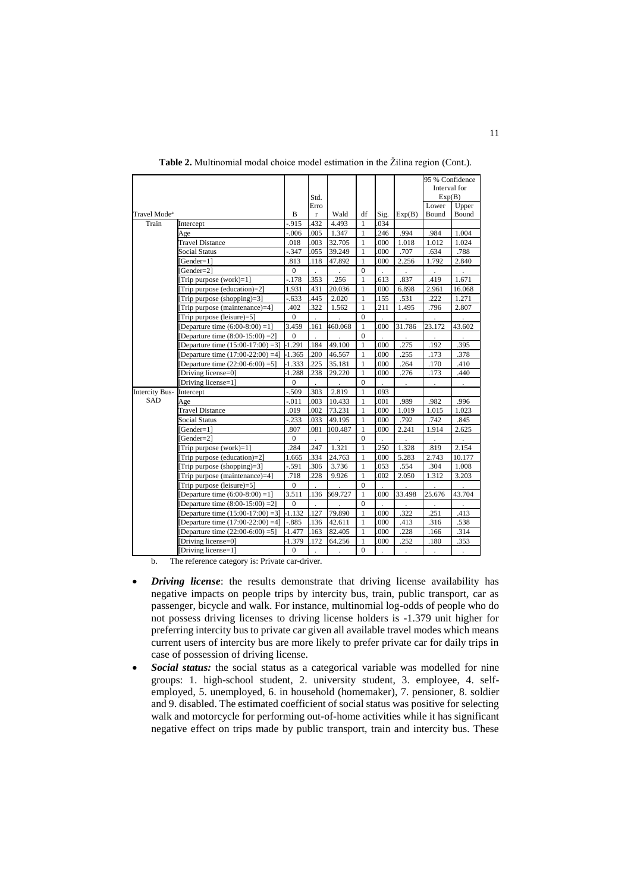**Table 2.** Multinomial modal choice model estimation in the Žilina region (Cont.).

| Travel Mode[a] | | B | Std. Error | Wald | df | Sig. | Exp(B) | 95 % Confidence Interval for Exp(B) | |
|---|---|---|---|---|---|---|---|---|---|
| | | | | | | | | Lower Bound | Upper Bound |
| Train | Intercept | -.915 | .432 | 4.493 | 1 | .034 | | | |
| | Age | -.006 | .005 | 1.347 | 1 | .246 | .994 | .984 | 1.004 |
| | Travel Distance | .018 | .003 | 32.705 | 1 | .000 | 1.018 | 1.012 | 1.024 |
| | Social Status | -.347 | .055 | 39.249 | 1 | .000 | .707 | .634 | .788 |
| | [Gender=1] | .813 | .118 | 47.892 | 1 | .000 | 2.256 | 1.792 | 2.840 |
| | [Gender=2] | 0 | . | . | 0 | . | . | . | . |
| | [Trip purpose (work)=1] | -.178 | .353 | .256 | 1 | .613 | .837 | .419 | 1.671 |
| | [Trip purpose (education)=2] | 1.931 | .431 | 20.036 | 1 | .000 | 6.898 | 2.961 | 16.068 |
| | [Trip purpose (shopping)=3] | -.633 | .445 | 2.020 | 1 | .155 | .531 | .222 | 1.271 |
| | [Trip purpose (maintenance)=4] | .402 | .322 | 1.562 | 1 | .211 | 1.495 | .796 | 2.807 |
| | [Trip purpose (leisure)=5] | 0 | . | . | 0 | . | . | . | . |
| | [Departure time (6:00-8:00) =1] | 3.459 | .161 | 460.068 | 1 | .000 | 31.786 | 23.172 | 43.602 |
| | [Departure time (8:00-15:00) =2] | 0 | . | . | 0 | . | . | . | . |
| | [Departure time (15:00-17:00) =3] | -1.291 | .184 | 49.100 | 1 | .000 | .275 | .192 | .395 |
| | [Departure time (17:00-22:00) =4] | -1.365 | .200 | 46.567 | 1 | .000 | .255 | .173 | .378 |
| | [Departure time (22:00-6:00) =5] | -1.333 | .225 | 35.181 | 1 | .000 | .264 | .170 | .410 |
| | [Driving license=0] | -1.288 | .238 | 29.220 | 1 | .000 | .276 | .173 | .440 |
| | [Driving license=1] | 0 | . | . | 0 | . | . | . | . |
| Intercity Bus-SAD | Intercept | -.509 | .303 | 2.819 | 1 | .093 | | | |
| | Age | -.011 | .003 | 10.433 | 1 | .001 | .989 | .982 | .996 |
| | Travel Distance | .019 | .002 | 73.231 | 1 | .000 | 1.019 | 1.015 | 1.023 |
| | Social Status | -.233 | .033 | 49.195 | 1 | .000 | .792 | .742 | .845 |
| | [Gender=1] | .807 | .081 | 100.487 | 1 | .000 | 2.241 | 1.914 | 2.625 |
| | [Gender=2] | 0 | . | . | 0 | . | . | . | . |
| | [Trip purpose (work)=1] | .284 | .247 | 1.321 | 1 | .250 | 1.328 | .819 | 2.154 |
| | [Trip purpose (education)=2] | 1.665 | .334 | 24.763 | 1 | .000 | 5.283 | 2.743 | 10.177 |
| | [Trip purpose (shopping)=3] | -.591 | .306 | 3.736 | 1 | .053 | .554 | .304 | 1.008 |
| | [Trip purpose (maintenance)=4] | .718 | .228 | 9.926 | 1 | .002 | 2.050 | 1.312 | 3.203 |
| | [Trip purpose (leisure)=5] | 0 | . | . | 0 | . | . | . | . |
| | [Departure time (6:00-8:00) =1] | 3.511 | .136 | 669.727 | 1 | .000 | 33.498 | 25.676 | 43.704 |
| | [Departure time (8:00-15:00) =2] | 0 | . | . | 0 | . | . | . | . |
| | [Departure time (15:00-17:00) =3] | -1.132 | .127 | 79.890 | 1 | .000 | .322 | .251 | .413 |
| | [Departure time (17:00-22:00) =4] | -.885 | .136 | 42.611 | 1 | .000 | .413 | .316 | .538 |
| | [Departure time (22:00-6:00) =5] | -1.477 | .163 | 82.405 | 1 | .000 | .228 | .166 | .314 |
| | [Driving license=0] | -1.379 | .172 | 64.256 | 1 | .000 | .252 | .180 | .353 |
| | [Driving license=1] | 0 | . | . | 0 | . | . | . | . |

b. The reference category is: Private car-driver.

- ***Driving license***: the results demonstrate that driving license availability has negative impacts on people trips by intercity bus, train, public transport, car as passenger, bicycle and walk. For instance, multinomial log-odds of people who do not possess driving licenses to driving license holders is -1.379 unit higher for preferring intercity bus to private car given all available travel modes which means current users of intercity bus are more likely to prefer private car for daily trips in case of possession of driving license.
- ***Social status:*** the social status as a categorical variable was modelled for nine groups: 1. high-school student, 2. university student, 3. employee, 4. self-employed, 5. unemployed, 6. in household (homemaker), 7. pensioner, 8. soldier and 9. disabled. The estimated coefficient of social status was positive for selecting walk and motorcycle for performing out-of-home activities while it has significant negative effect on trips made by public transport, train and intercity bus. These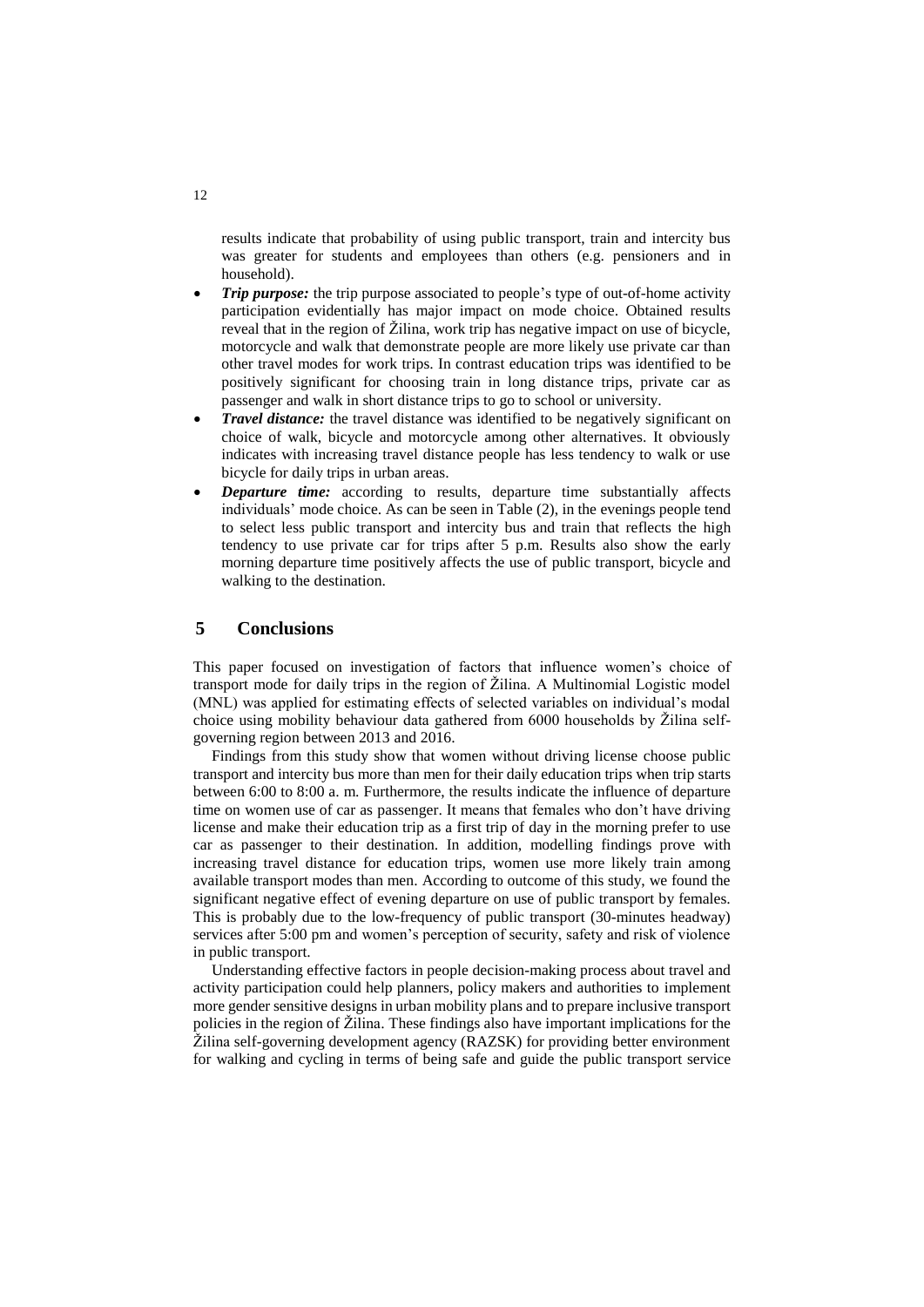results indicate that probability of using public transport, train and intercity bus was greater for students and employees than others (e.g. pensioners and in household).

- ***Trip purpose:*** the trip purpose associated to people's type of out-of-home activity participation evidentially has major impact on mode choice. Obtained results reveal that in the region of Žilina, work trip has negative impact on use of bicycle, motorcycle and walk that demonstrate people are more likely use private car than other travel modes for work trips. In contrast education trips was identified to be positively significant for choosing train in long distance trips, private car as passenger and walk in short distance trips to go to school or university.
- ***Travel distance:*** the travel distance was identified to be negatively significant on choice of walk, bicycle and motorcycle among other alternatives. It obviously indicates with increasing travel distance people has less tendency to walk or use bicycle for daily trips in urban areas.
- ***Departure time:*** according to results, departure time substantially affects individuals' mode choice. As can be seen in Table (2), in the evenings people tend to select less public transport and intercity bus and train that reflects the high tendency to use private car for trips after 5 p.m. Results also show the early morning departure time positively affects the use of public transport, bicycle and walking to the destination.

## 5 Conclusions

This paper focused on investigation of factors that influence women's choice of transport mode for daily trips in the region of Žilina. A Multinomial Logistic model (MNL) was applied for estimating effects of selected variables on individual's modal choice using mobility behaviour data gathered from 6000 households by Žilina self-governing region between 2013 and 2016.

Findings from this study show that women without driving license choose public transport and intercity bus more than men for their daily education trips when trip starts between 6:00 to 8:00 a. m. Furthermore, the results indicate the influence of departure time on women use of car as passenger. It means that females who don't have driving license and make their education trip as a first trip of day in the morning prefer to use car as passenger to their destination. In addition, modelling findings prove with increasing travel distance for education trips, women use more likely train among available transport modes than men. According to outcome of this study, we found the significant negative effect of evening departure on use of public transport by females. This is probably due to the low-frequency of public transport (30-minutes headway) services after 5:00 pm and women's perception of security, safety and risk of violence in public transport.

Understanding effective factors in people decision-making process about travel and activity participation could help planners, policy makers and authorities to implement more gender sensitive designs in urban mobility plans and to prepare inclusive transport policies in the region of Žilina. These findings also have important implications for the Žilina self-governing development agency (RAZSK) for providing better environment for walking and cycling in terms of being safe and guide the public transport service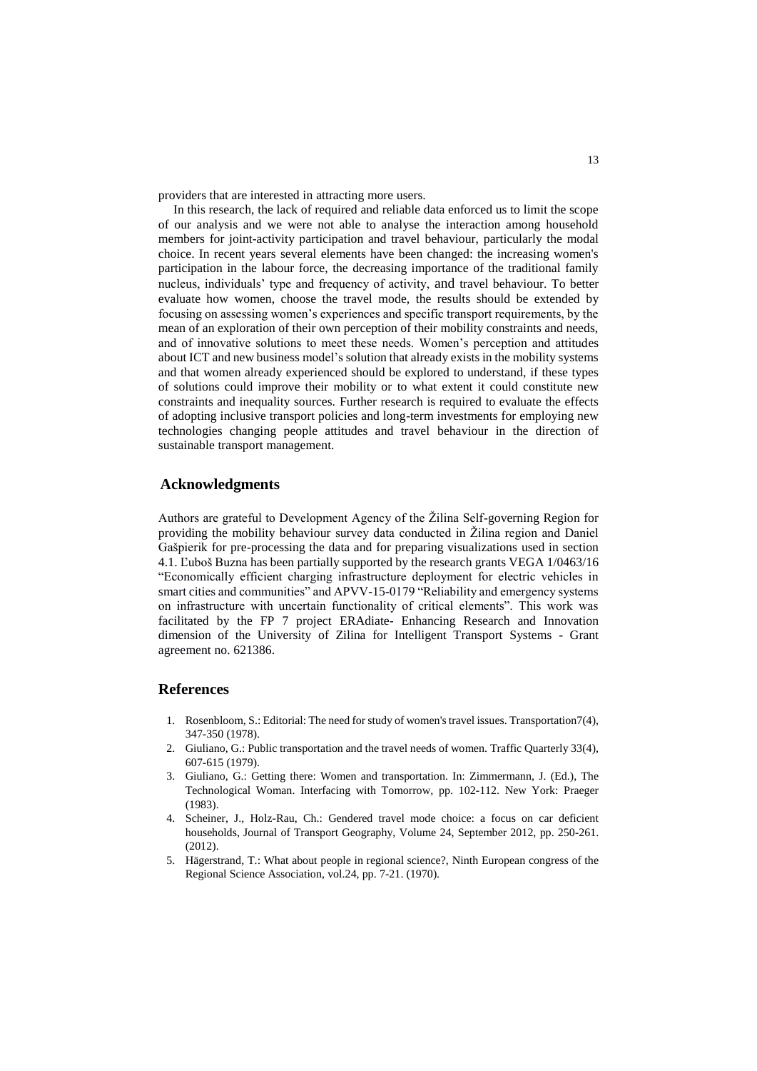providers that are interested in attracting more users.

In this research, the lack of required and reliable data enforced us to limit the scope of our analysis and we were not able to analyse the interaction among household members for joint-activity participation and travel behaviour, particularly the modal choice. In recent years several elements have been changed: the increasing women's participation in the labour force, the decreasing importance of the traditional family nucleus, individuals' type and frequency of activity, and travel behaviour. To better evaluate how women, choose the travel mode, the results should be extended by focusing on assessing women's experiences and specific transport requirements, by the mean of an exploration of their own perception of their mobility constraints and needs, and of innovative solutions to meet these needs. Women's perception and attitudes about ICT and new business model's solution that already exists in the mobility systems and that women already experienced should be explored to understand, if these types of solutions could improve their mobility or to what extent it could constitute new constraints and inequality sources. Further research is required to evaluate the effects of adopting inclusive transport policies and long-term investments for employing new technologies changing people attitudes and travel behaviour in the direction of sustainable transport management.

## Acknowledgments

Authors are grateful to Development Agency of the Žilina Self-governing Region for providing the mobility behaviour survey data conducted in Žilina region and Daniel Gašpierik for pre-processing the data and for preparing visualizations used in section 4.1. Ľuboš Buzna has been partially supported by the research grants VEGA 1/0463/16 "Economically efficient charging infrastructure deployment for electric vehicles in smart cities and communities" and APVV-15-0179 "Reliability and emergency systems on infrastructure with uncertain functionality of critical elements". This work was facilitated by the FP 7 project ERAdiate- Enhancing Research and Innovation dimension of the University of Zilina for Intelligent Transport Systems - Grant agreement no. 621386.

## References

1. Rosenbloom, S.: Editorial: The need for study of women's travel issues. Transportation7(4), 347-350 (1978).
2. Giuliano, G.: Public transportation and the travel needs of women. Traffic Quarterly 33(4), 607-615 (1979).
3. Giuliano, G.: Getting there: Women and transportation. In: Zimmermann, J. (Ed.), The Technological Woman. Interfacing with Tomorrow, pp. 102-112. New York: Praeger (1983).
4. Scheiner, J., Holz-Rau, Ch.: Gendered travel mode choice: a focus on car deficient households, Journal of Transport Geography, Volume 24, September 2012, pp. 250-261. (2012).
5. Hägerstrand, T.: What about people in regional science?, Ninth European congress of the Regional Science Association, vol.24, pp. 7-21. (1970).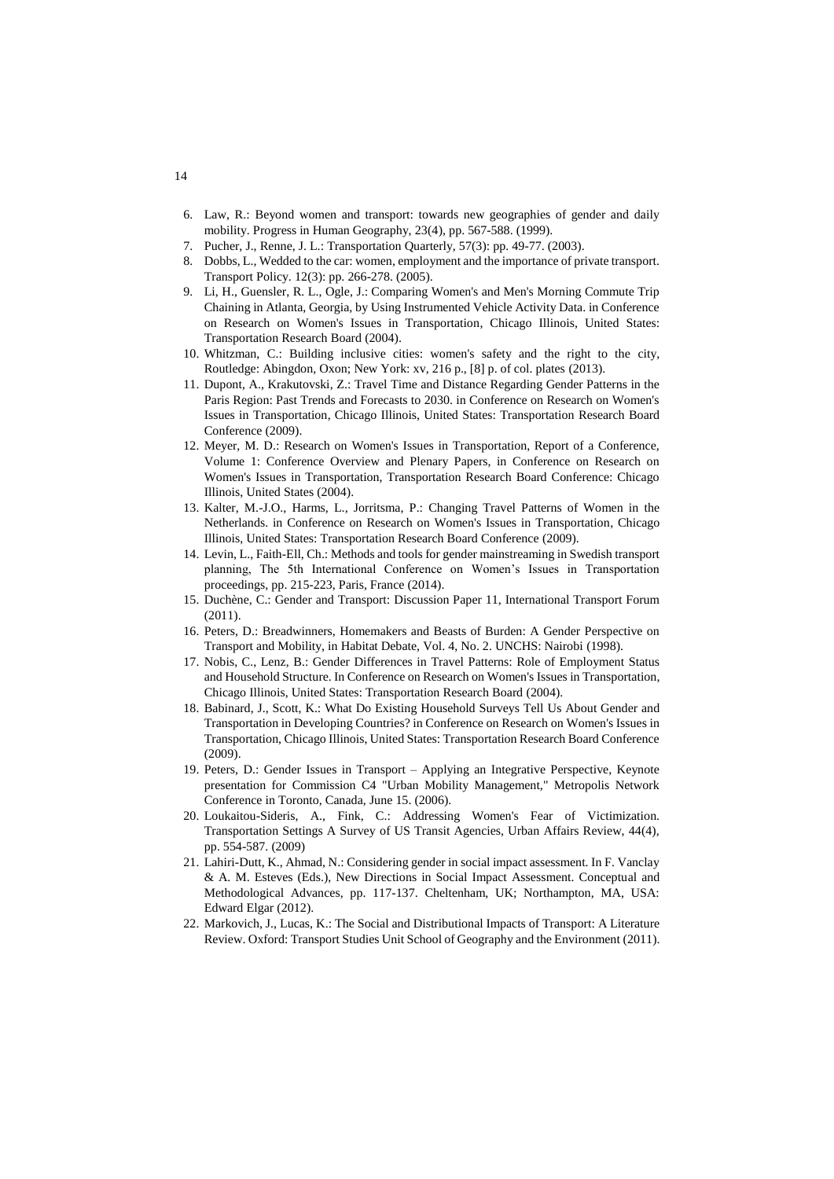6. Law, R.: Beyond women and transport: towards new geographies of gender and daily mobility. Progress in Human Geography, 23(4), pp. 567-588. (1999).
7. Pucher, J., Renne, J. L.: Transportation Quarterly, 57(3): pp. 49-77. (2003).
8. Dobbs, L., Wedded to the car: women, employment and the importance of private transport. Transport Policy. 12(3): pp. 266-278. (2005).
9. Li, H., Guensler, R. L., Ogle, J.: Comparing Women's and Men's Morning Commute Trip Chaining in Atlanta, Georgia, by Using Instrumented Vehicle Activity Data. in Conference on Research on Women's Issues in Transportation, Chicago Illinois, United States: Transportation Research Board (2004).
10. Whitzman, C.: Building inclusive cities: women's safety and the right to the city, Routledge: Abingdon, Oxon; New York: xv, 216 p., [8] p. of col. plates (2013).
11. Dupont, A., Krakutovski, Z.: Travel Time and Distance Regarding Gender Patterns in the Paris Region: Past Trends and Forecasts to 2030. in Conference on Research on Women's Issues in Transportation, Chicago Illinois, United States: Transportation Research Board Conference (2009).
12. Meyer, M. D.: Research on Women's Issues in Transportation, Report of a Conference, Volume 1: Conference Overview and Plenary Papers, in Conference on Research on Women's Issues in Transportation, Transportation Research Board Conference: Chicago Illinois, United States (2004).
13. Kalter, M.-J.O., Harms, L., Jorritsma, P.: Changing Travel Patterns of Women in the Netherlands. in Conference on Research on Women's Issues in Transportation, Chicago Illinois, United States: Transportation Research Board Conference (2009).
14. Levin, L., Faith-Ell, Ch.: Methods and tools for gender mainstreaming in Swedish transport planning, The 5th International Conference on Women's Issues in Transportation proceedings, pp. 215-223, Paris, France (2014).
15. Duchène, C.: Gender and Transport: Discussion Paper 11, International Transport Forum (2011).
16. Peters, D.: Breadwinners, Homemakers and Beasts of Burden: A Gender Perspective on Transport and Mobility, in Habitat Debate, Vol. 4, No. 2. UNCHS: Nairobi (1998).
17. Nobis, C., Lenz, B.: Gender Differences in Travel Patterns: Role of Employment Status and Household Structure. In Conference on Research on Women's Issues in Transportation, Chicago Illinois, United States: Transportation Research Board (2004).
18. Babinard, J., Scott, K.: What Do Existing Household Surveys Tell Us About Gender and Transportation in Developing Countries? in Conference on Research on Women's Issues in Transportation, Chicago Illinois, United States: Transportation Research Board Conference (2009).
19. Peters, D.: Gender Issues in Transport – Applying an Integrative Perspective, Keynote presentation for Commission C4 "Urban Mobility Management," Metropolis Network Conference in Toronto, Canada, June 15. (2006).
20. Loukaitou-Sideris, A., Fink, C.: Addressing Women's Fear of Victimization. Transportation Settings A Survey of US Transit Agencies, Urban Affairs Review, 44(4), pp. 554-587. (2009)
21. Lahiri-Dutt, K., Ahmad, N.: Considering gender in social impact assessment. In F. Vanclay & A. M. Esteves (Eds.), New Directions in Social Impact Assessment. Conceptual and Methodological Advances, pp. 117-137. Cheltenham, UK; Northampton, MA, USA: Edward Elgar (2012).
22. Markovich, J., Lucas, K.: The Social and Distributional Impacts of Transport: A Literature Review. Oxford: Transport Studies Unit School of Geography and the Environment (2011).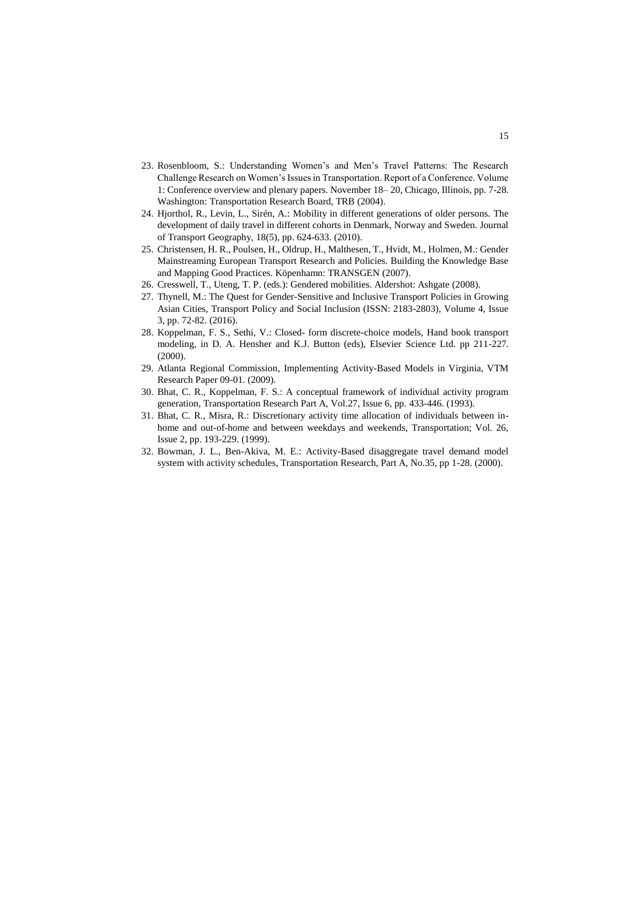23. Rosenbloom, S.: Understanding Women's and Men's Travel Patterns: The Research Challenge Research on Women's Issues in Transportation. Report of a Conference. Volume 1: Conference overview and plenary papers. November 18– 20, Chicago, Illinois, pp. 7-28. Washington: Transportation Research Board, TRB (2004).
24. Hjorthol, R., Levin, L., Sirén, A.: Mobility in different generations of older persons. The development of daily travel in different cohorts in Denmark, Norway and Sweden. Journal of Transport Geography, 18(5), pp. 624-633. (2010).
25. Christensen, H. R., Poulsen, H., Oldrup, H., Malthesen, T., Hvidt, M., Holmen, M.: Gender Mainstreaming European Transport Research and Policies. Building the Knowledge Base and Mapping Good Practices. Köpenhamn: TRANSGEN (2007).
26. Cresswell, T., Uteng, T. P. (eds.): Gendered mobilities. Aldershot: Ashgate (2008).
27. Thynell, M.: The Quest for Gender-Sensitive and Inclusive Transport Policies in Growing Asian Cities, Transport Policy and Social Inclusion (ISSN: 2183-2803), Volume 4, Issue 3, pp. 72-82. (2016).
28. Koppelman, F. S., Sethi, V.: Closed- form discrete-choice models, Hand book transport modeling, in D. A. Hensher and K.J. Button (eds), Elsevier Science Ltd. pp 211-227. (2000).
29. Atlanta Regional Commission, Implementing Activity-Based Models in Virginia, VTM Research Paper 09-01. (2009).
30. Bhat, C. R., Koppelman, F. S.: A conceptual framework of individual activity program generation, Transportation Research Part A, Vol.27, Issue 6, pp. 433-446. (1993).
31. Bhat, C. R., Misra, R.: Discretionary activity time allocation of individuals between in-home and out-of-home and between weekdays and weekends, Transportation; Vol. 26, Issue 2, pp. 193-229. (1999).
32. Bowman, J. L., Ben-Akiva, M. E.: Activity-Based disaggregate travel demand model system with activity schedules, Transportation Research, Part A, No.35, pp 1-28. (2000).